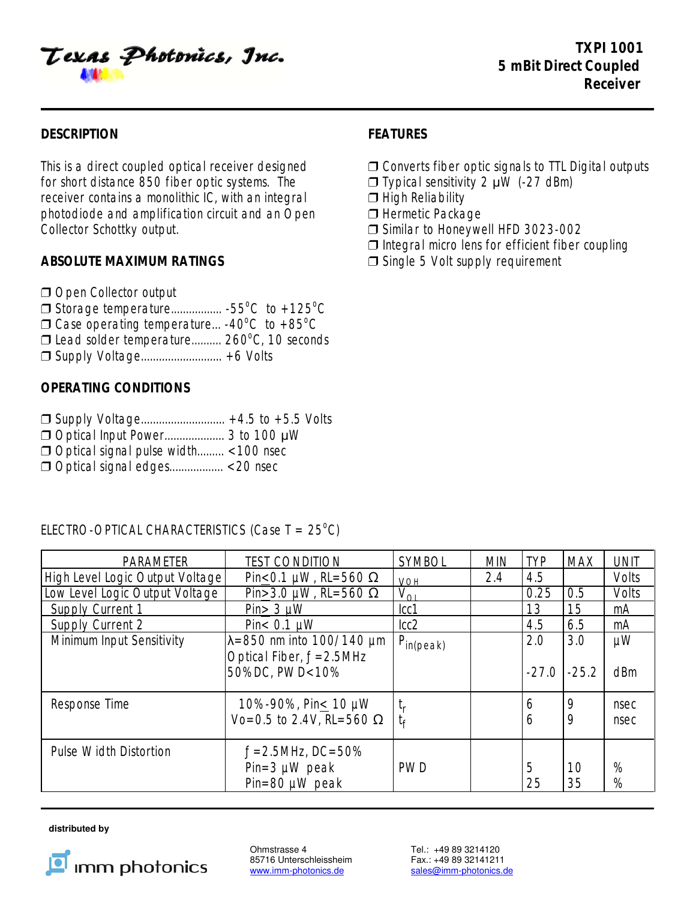Texas Photonics, Inc.

# TXPI 1001
# 5 mBit Direct Coupled Receiver

## DESCRIPTION

This is a direct coupled optical receiver designed for short distance 850 fiber optic systems. The receiver contains a monolithic IC, with an integral photodiode and amplification circuit and an Open Collector Schottky output.

## FEATURES

- ❒ Converts fiber optic signals to TTL Digital outputs
- ❒ Typical sensitivity 2 µW (-27 dBm)
- ❒ High Reliability
- ❒ Hermetic Package
- ❒ Similar to Honeywell HFD 3023-002
- ❒ Integral micro lens for efficient fiber coupling
- ❒ Single 5 Volt supply requirement

## ABSOLUTE MAXIMUM RATINGS

- ❒ Open Collector output
- ❒ Storage temperature................. -55°C to +125°C
- ❒ Case operating temperature... -40°C to +85°C
- ❒ Lead solder temperature.......... 260°C, 10 seconds
- ❒ Supply Voltage........................... +6 Volts

## OPERATING CONDITIONS

- ❒ Supply Voltage............................ +4.5 to +5.5 Volts
- ❒ Optical Input Power.................... 3 to 100 µW
- ❒ Optical signal pulse width......... <100 nsec
- ❒ Optical signal edges.................. <20 nsec

ELECTRO-OPTICAL CHARACTERISTICS (Case T = 25°C)

| PARAMETER | TEST CONDITION | SYMBOL | MIN | TYP | MAX | UNIT |
|---|---|---|---|---|---|---|
| High Level Logic Output Voltage | Pin≤0.1 µW, RL=560 Ω | $V_{OH}$ | 2.4 | 4.5 | | Volts |
| Low Level Logic Output Voltage | Pin≥3.0 µW, RL=560 Ω | $V_{OL}$ | | 0.25 | 0.5 | Volts |
| Supply Current 1 | Pin> 3 µW | Icc1 | | 13 | 15 | mA |
| Supply Current 2 | Pin< 0.1 µW | Icc2 | | 4.5 | 6.5 | mA |
| Minimum Input Sensitivity | λ=850 nm into 100/140 µm Optical Fiber, ƒ=2.5MHz 50%DC, PWD<10% | $P_{in(peak)}$ | | 2.0<br>-27.0 | 3.0<br>-25.2 | µW<br>dBm |
| Response Time | 10%-90%, Pin≤ 10 µW Vo=0.5 to 2.4V, RL=560 Ω | $t_r$<br>$t_f$ | | 6<br>6 | 9<br>9 | nsec<br>nsec |
| Pulse Width Distortion | ƒ=2.5MHz, DC=50%<br>Pin=3 µW peak<br>Pin=80 µW peak | PWD | | 5<br>25 | 10<br>35 | %<br>% |

**distributed by**

imm photonics

Ohmstrasse 4
85716 Unterschleissheim
www.imm-photonics.de

Tel.: +49 89 3214120
Fax.: +49 89 32141211
sales@imm-photonics.de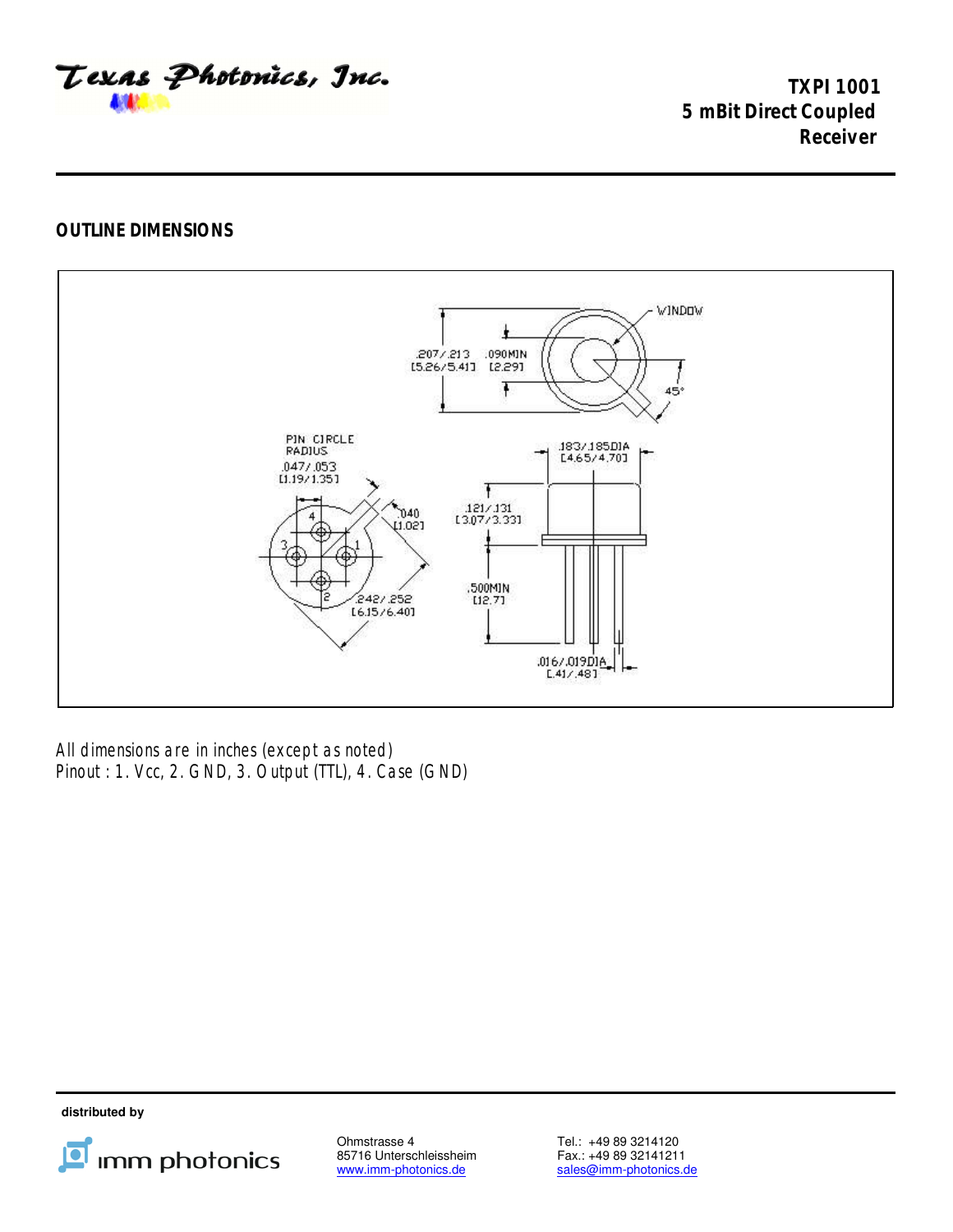Texas Photonics, Inc.

**TXPI 1001**
**5 mBit Direct Coupled Receiver**

## OUTLINE DIMENSIONS

WINDOW

.207/.213
[5.26/5.41]

.090MIN
[2.29]

45°

PIN CIRCLE RADIUS
.047/.053
[1.19/1.35]

.040
[1.02]

.183/.185DIA
[4.65/4.70]

.121/.131
[3.07/3.33]

.242/.252
[6.15/6.40]

.500MIN
[12.7]

.016/.019DIA
[.41/.48]

4
3
1
2

All dimensions are in inches (except as noted)
Pinout : 1. Vcc, 2. GND, 3. Output (TTL), 4. Case (GND)

**distributed by**

imm photonics

Ohmstrasse 4
85716 Unterschleissheim
www.imm-photonics.de

Tel.: +49 89 3214120
Fax.: +49 89 32141211
sales@imm-photonics.de